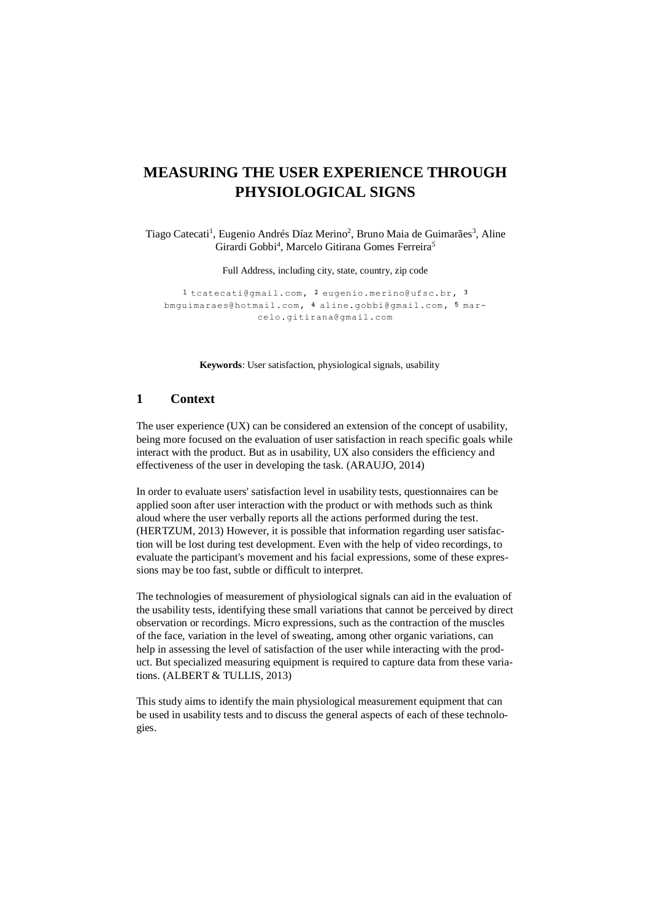# MEASURING THE USER EXPERIENCE THROUGH PHYSIOLOGICAL SIGNS

Tiago Catecati[1], Eugenio Andrés Díaz Merino[2], Bruno Maia de Guimarães[3], Aline Girardi Gobbi[4], Marcelo Gitirana Gomes Ferreira[5]

Full Address, including city, state, country, zip code

[1] tcatecati@gmail.com, [2] eugenio.merino@ufsc.br, [3] bmguimaraes@hotmail.com, [4] aline.gobbi@gmail.com, [5] marcelo.gitirana@gmail.com

**Keywords**: User satisfaction, physiological signals, usability

## 1 Context

The user experience (UX) can be considered an extension of the concept of usability, being more focused on the evaluation of user satisfaction in reach specific goals while interact with the product. But as in usability, UX also considers the efficiency and effectiveness of the user in developing the task. (ARAUJO, 2014)

In order to evaluate users' satisfaction level in usability tests, questionnaires can be applied soon after user interaction with the product or with methods such as think aloud where the user verbally reports all the actions performed during the test. (HERTZUM, 2013) However, it is possible that information regarding user satisfaction will be lost during test development. Even with the help of video recordings, to evaluate the participant's movement and his facial expressions, some of these expressions may be too fast, subtle or difficult to interpret.

The technologies of measurement of physiological signals can aid in the evaluation of the usability tests, identifying these small variations that cannot be perceived by direct observation or recordings. Micro expressions, such as the contraction of the muscles of the face, variation in the level of sweating, among other organic variations, can help in assessing the level of satisfaction of the user while interacting with the product. But specialized measuring equipment is required to capture data from these variations. (ALBERT & TULLIS, 2013)

This study aims to identify the main physiological measurement equipment that can be used in usability tests and to discuss the general aspects of each of these technologies.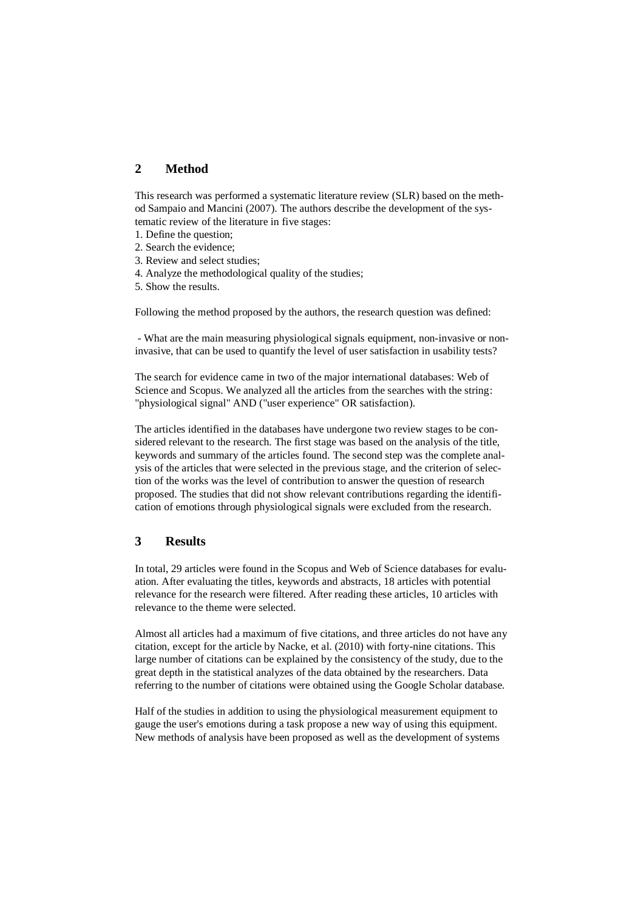## 2 Method

This research was performed a systematic literature review (SLR) based on the method Sampaio and Mancini (2007). The authors describe the development of the systematic review of the literature in five stages:

1. Define the question;
2. Search the evidence;
3. Review and select studies;
4. Analyze the methodological quality of the studies;
5. Show the results.

Following the method proposed by the authors, the research question was defined:

- What are the main measuring physiological signals equipment, non-invasive or non-invasive, that can be used to quantify the level of user satisfaction in usability tests?

The search for evidence came in two of the major international databases: Web of Science and Scopus. We analyzed all the articles from the searches with the string: "physiological signal" AND ("user experience" OR satisfaction).

The articles identified in the databases have undergone two review stages to be considered relevant to the research. The first stage was based on the analysis of the title, keywords and summary of the articles found. The second step was the complete analysis of the articles that were selected in the previous stage, and the criterion of selection of the works was the level of contribution to answer the question of research proposed. The studies that did not show relevant contributions regarding the identification of emotions through physiological signals were excluded from the research.

## 3 Results

In total, 29 articles were found in the Scopus and Web of Science databases for evaluation. After evaluating the titles, keywords and abstracts, 18 articles with potential relevance for the research were filtered. After reading these articles, 10 articles with relevance to the theme were selected.

Almost all articles had a maximum of five citations, and three articles do not have any citation, except for the article by Nacke, et al. (2010) with forty-nine citations. This large number of citations can be explained by the consistency of the study, due to the great depth in the statistical analyzes of the data obtained by the researchers. Data referring to the number of citations were obtained using the Google Scholar database.

Half of the studies in addition to using the physiological measurement equipment to gauge the user's emotions during a task propose a new way of using this equipment. New methods of analysis have been proposed as well as the development of systems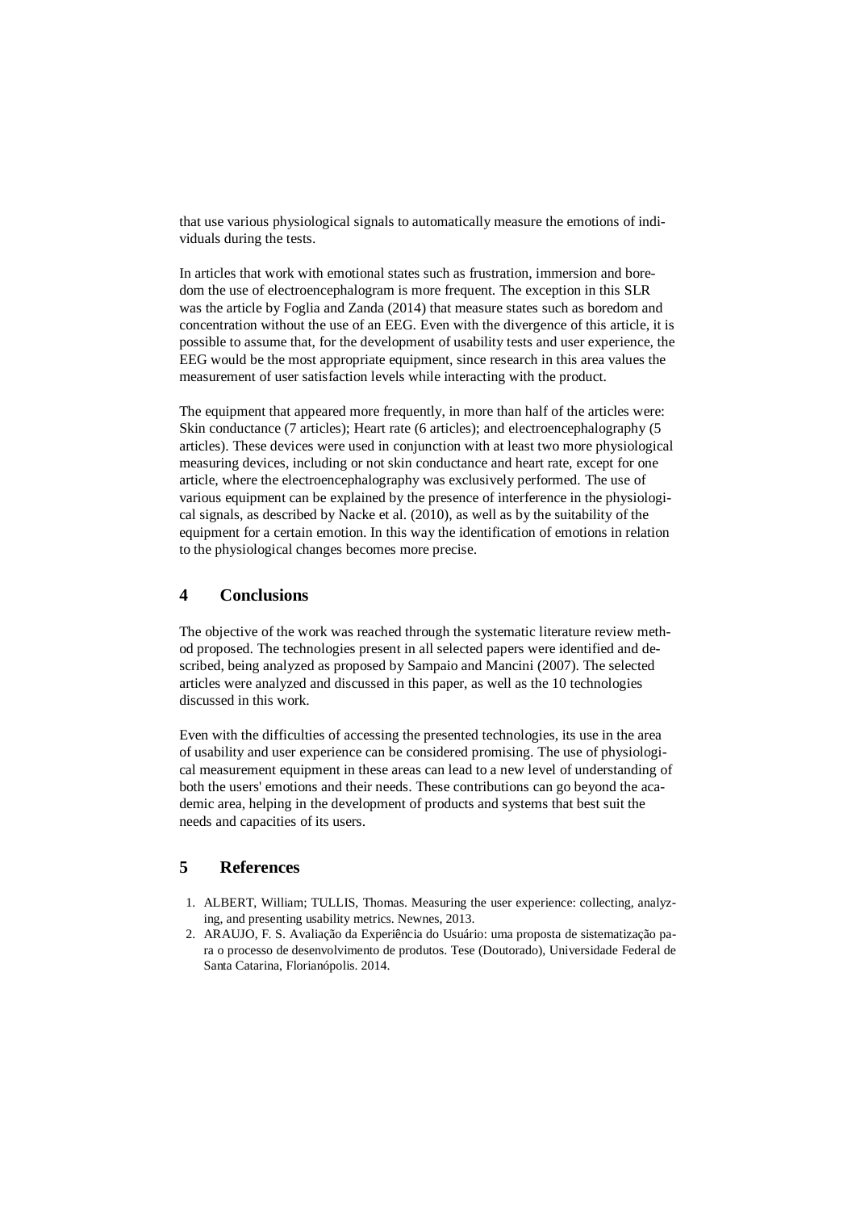that use various physiological signals to automatically measure the emotions of individuals during the tests.

In articles that work with emotional states such as frustration, immersion and boredom the use of electroencephalogram is more frequent. The exception in this SLR was the article by Foglia and Zanda (2014) that measure states such as boredom and concentration without the use of an EEG. Even with the divergence of this article, it is possible to assume that, for the development of usability tests and user experience, the EEG would be the most appropriate equipment, since research in this area values the measurement of user satisfaction levels while interacting with the product.

The equipment that appeared more frequently, in more than half of the articles were: Skin conductance (7 articles); Heart rate (6 articles); and electroencephalography (5 articles). These devices were used in conjunction with at least two more physiological measuring devices, including or not skin conductance and heart rate, except for one article, where the electroencephalography was exclusively performed. The use of various equipment can be explained by the presence of interference in the physiological signals, as described by Nacke et al. (2010), as well as by the suitability of the equipment for a certain emotion. In this way the identification of emotions in relation to the physiological changes becomes more precise.

## 4 Conclusions

The objective of the work was reached through the systematic literature review method proposed. The technologies present in all selected papers were identified and described, being analyzed as proposed by Sampaio and Mancini (2007). The selected articles were analyzed and discussed in this paper, as well as the 10 technologies discussed in this work.

Even with the difficulties of accessing the presented technologies, its use in the area of usability and user experience can be considered promising. The use of physiological measurement equipment in these areas can lead to a new level of understanding of both the users' emotions and their needs. These contributions can go beyond the academic area, helping in the development of products and systems that best suit the needs and capacities of its users.

## 5 References

1. ALBERT, William; TULLIS, Thomas. Measuring the user experience: collecting, analyzing, and presenting usability metrics. Newnes, 2013.
2. ARAUJO, F. S. Avaliação da Experiência do Usuário: uma proposta de sistematização para o processo de desenvolvimento de produtos. Tese (Doutorado), Universidade Federal de Santa Catarina, Florianópolis. 2014.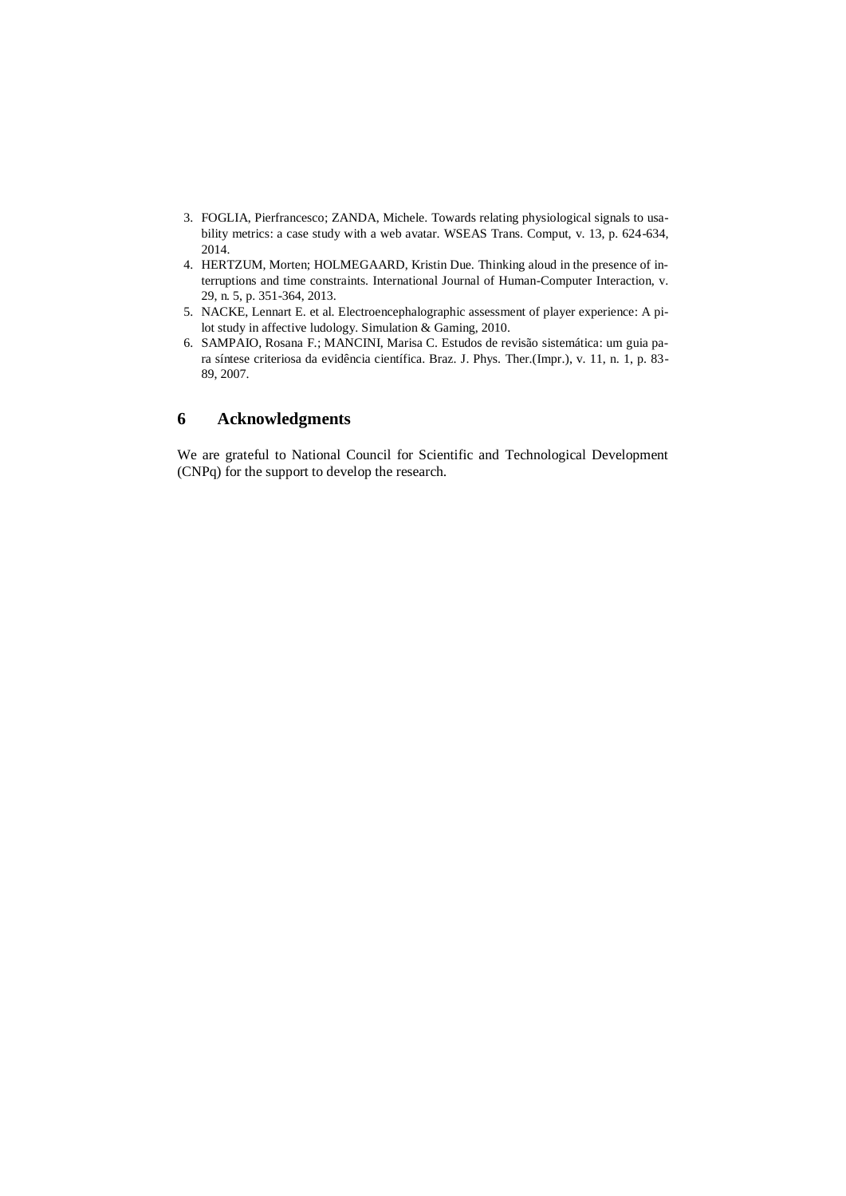3. FOGLIA, Pierfrancesco; ZANDA, Michele. Towards relating physiological signals to usability metrics: a case study with a web avatar. WSEAS Trans. Comput, v. 13, p. 624-634, 2014.
4. HERTZUM, Morten; HOLMEGAARD, Kristin Due. Thinking aloud in the presence of interruptions and time constraints. International Journal of Human-Computer Interaction, v. 29, n. 5, p. 351-364, 2013.
5. NACKE, Lennart E. et al. Electroencephalographic assessment of player experience: A pilot study in affective ludology. Simulation & Gaming, 2010.
6. SAMPAIO, Rosana F.; MANCINI, Marisa C. Estudos de revisão sistemática: um guia para síntese criteriosa da evidência científica. Braz. J. Phys. Ther.(Impr.), v. 11, n. 1, p. 83-89, 2007.

## 6 Acknowledgments

We are grateful to National Council for Scientific and Technological Development (CNPq) for the support to develop the research.